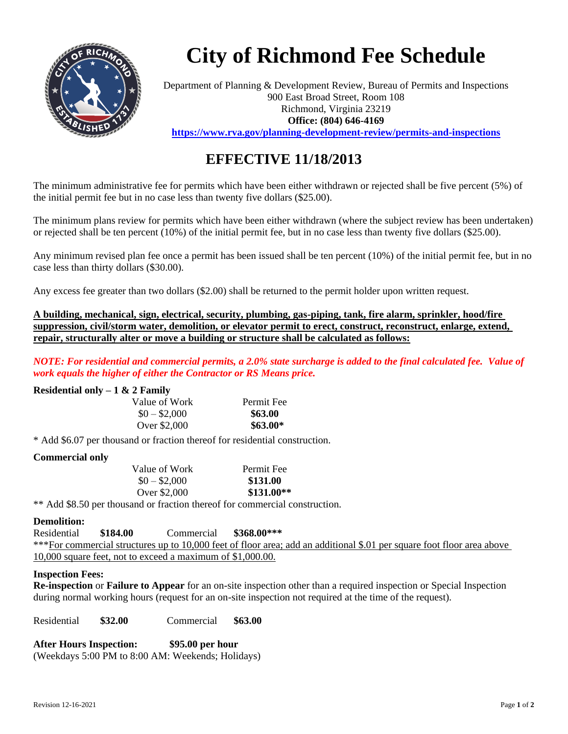# City of Richmond Fee Schedule

Department of Planning & Development Review, Bureau of Permits and Inspections
900 East Broad Street, Room 108
Richmond, Virginia 23219
**Office: (804) 646-4169**
**https://www.rva.gov/planning-development-review/permits-and-inspections**

## EFFECTIVE 11/18/2013

The minimum administrative fee for permits which have been either withdrawn or rejected shall be five percent (5%) of the initial permit fee but in no case less than twenty five dollars ($25.00).

The minimum plans review for permits which have been either withdrawn (where the subject review has been undertaken) or rejected shall be ten percent (10%) of the initial permit fee, but in no case less than twenty five dollars ($25.00).

Any minimum revised plan fee once a permit has been issued shall be ten percent (10%) of the initial permit fee, but in no case less than thirty dollars ($30.00).

Any excess fee greater than two dollars ($2.00) shall be returned to the permit holder upon written request.

**A building, mechanical, sign, electrical, security, plumbing, gas-piping, tank, fire alarm, sprinkler, hood/fire suppression, civil/storm water, demolition, or elevator permit to erect, construct, reconstruct, enlarge, extend, repair, structurally alter or move a building or structure shall be calculated as follows:**

***NOTE: For residential and commercial permits, a 2.0% state surcharge is added to the final calculated fee. Value of work equals the higher of either the Contractor or RS Means price.***

**Residential only – 1 & 2 Family**

| Value of Work | Permit Fee |
|---|---|
| $0 – $2,000 | **$63.00** |
| Over $2,000 | **$63.00*** |

* Add $6.07 per thousand or fraction thereof for residential construction.

**Commercial only**

| Value of Work | Permit Fee |
|---|---|
| $0 – $2,000 | **$131.00** |
| Over $2,000 | **$131.00**** |

** Add $8.50 per thousand or fraction thereof for commercial construction.

**Demolition:**

Residential **$184.00** Commercial **$368.00*****

***For commercial structures up to 10,000 feet of floor area; add an additional $.01 per square foot floor area above 10,000 square feet, not to exceed a maximum of $1,000.00.

**Inspection Fees:**

**Re-inspection** or **Failure to Appear** for an on-site inspection other than a required inspection or Special Inspection during normal working hours (request for an on-site inspection not required at the time of the request).

Residential **$32.00** Commercial **$63.00**

**After Hours Inspection:** **$95.00 per hour**
(Weekdays 5:00 PM to 8:00 AM: Weekends; Holidays)

Revision 12-16-2021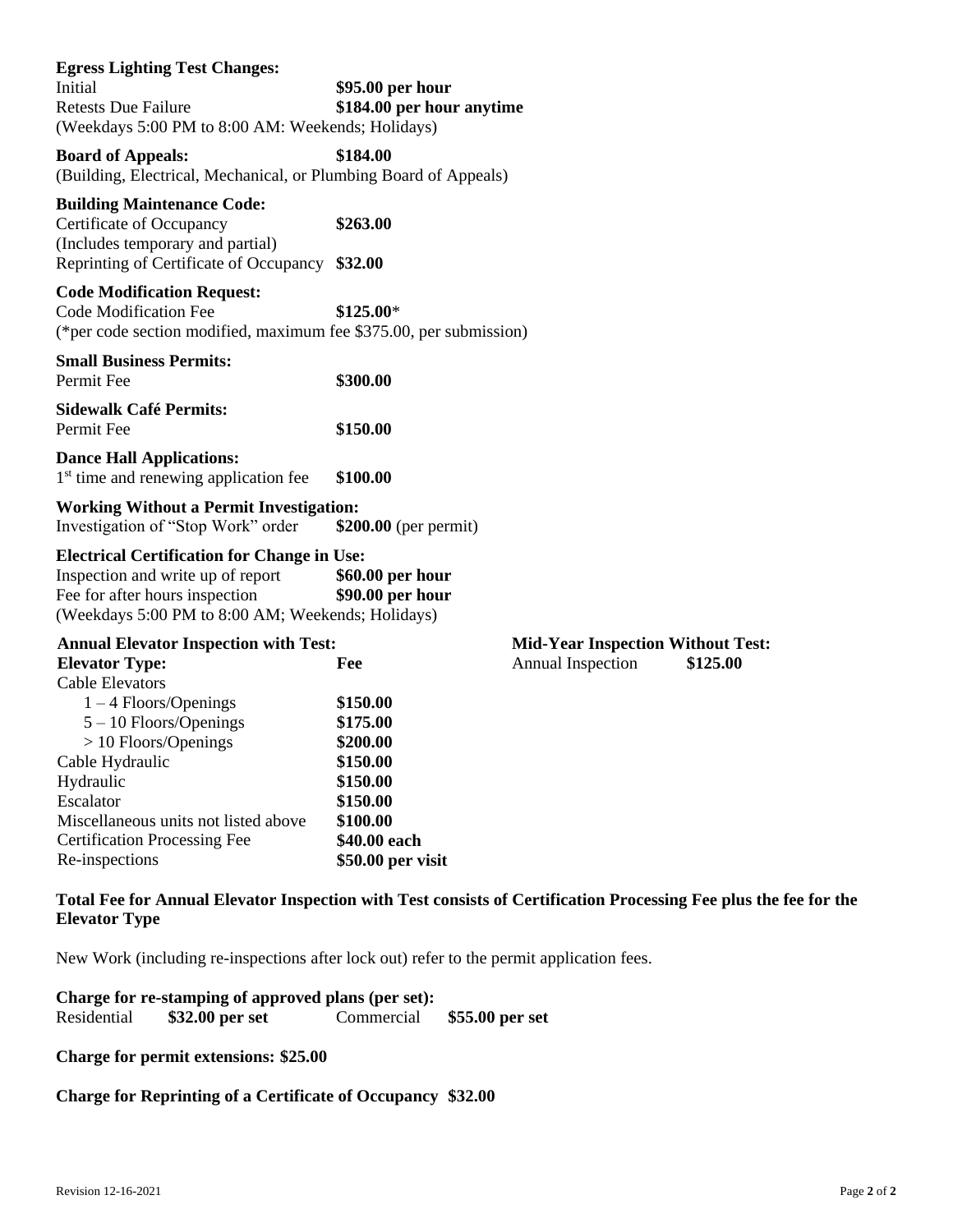**Egress Lighting Test Changes:**

| | |
|---|---|
| Initial | **$95.00 per hour** |
| Retests Due Failure | **$184.00 per hour anytime** |

(Weekdays 5:00 PM to 8:00 AM: Weekends; Holidays)

**Board of Appeals:** **$184.00**
(Building, Electrical, Mechanical, or Plumbing Board of Appeals)

**Building Maintenance Code:**

| | |
|---|---|
| Certificate of Occupancy (Includes temporary and partial) | **$263.00** |
| Reprinting of Certificate of Occupancy | **$32.00** |

**Code Modification Request:**

Code Modification Fee **$125.00***
(*per code section modified, maximum fee $375.00, per submission)

**Small Business Permits:**

Permit Fee **$300.00**

**Sidewalk Café Permits:**

Permit Fee **$150.00**

**Dance Hall Applications:**

1st time and renewing application fee **$100.00**

**Working Without a Permit Investigation:**

Investigation of "Stop Work" order **$200.00** (per permit)

**Electrical Certification for Change in Use:**

| | |
|---|---|
| Inspection and write up of report | **$60.00 per hour** |
| Fee for after hours inspection | **$90.00 per hour** |

(Weekdays 5:00 PM to 8:00 AM; Weekends; Holidays)

**Annual Elevator Inspection with Test:**

| **Elevator Type:** | **Fee** |
|---|---|
| Cable Elevators | |
| 1 – 4 Floors/Openings | **$150.00** |
| 5 – 10 Floors/Openings | **$175.00** |
| > 10 Floors/Openings | **$200.00** |
| Cable Hydraulic | **$150.00** |
| Hydraulic | **$150.00** |
| Escalator | **$150.00** |
| Miscellaneous units not listed above | **$100.00** |
| Certification Processing Fee | **$40.00 each** |
| Re-inspections | **$50.00 per visit** |

**Mid-Year Inspection Without Test:**

Annual Inspection **$125.00**

**Total Fee for Annual Elevator Inspection with Test consists of Certification Processing Fee plus the fee for the Elevator Type**

New Work (including re-inspections after lock out) refer to the permit application fees.

**Charge for re-stamping of approved plans (per set):**

Residential **$32.00 per set** Commercial **$55.00 per set**

**Charge for permit extensions: $25.00**

**Charge for Reprinting of a Certificate of Occupancy $32.00**

Revision 12-16-2021